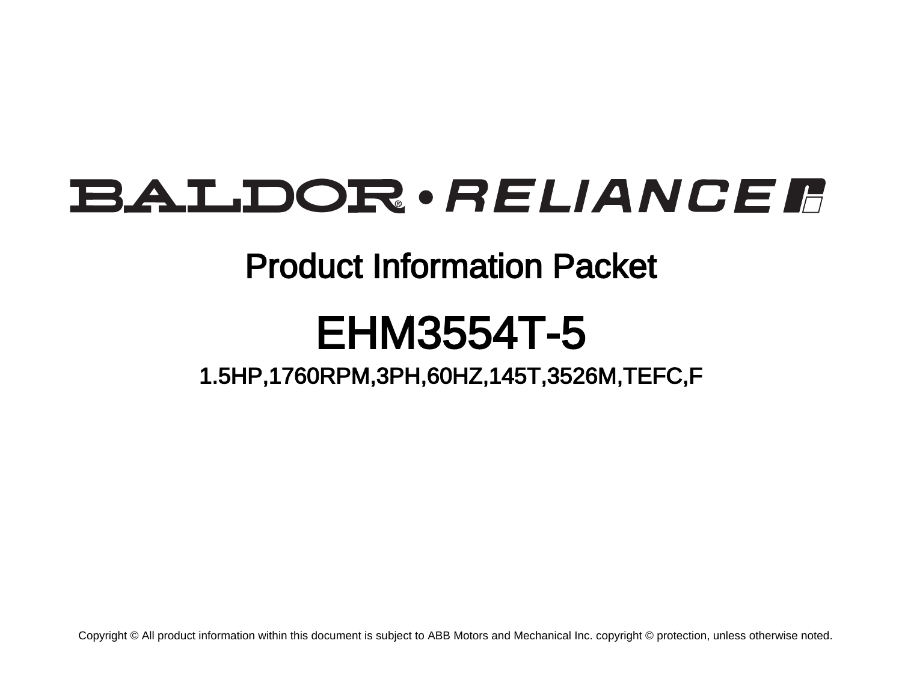# BALDOR • RELIANCE

## Product Information Packet

# EHM3554T-5

### 1.5HP,1760RPM,3PH,60HZ,145T,3526M,TEFC,F

Copyright © All product information within this document is subject to ABB Motors and Mechanical Inc. copyright © protection, unless otherwise noted.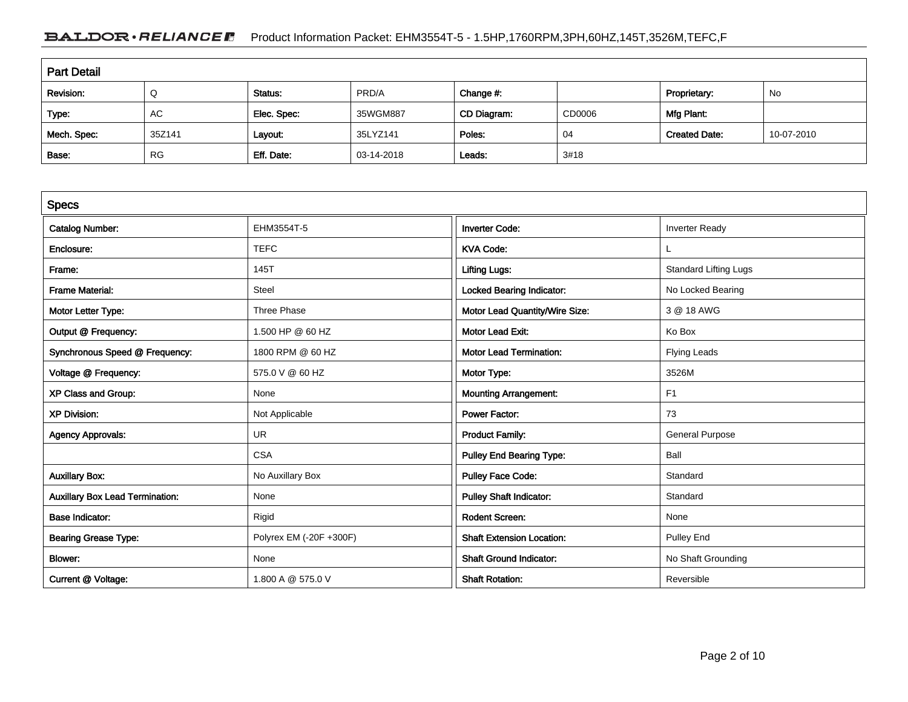## Part Detail

| Revision: | Q | Status: | PRD/A | Change #: | | Proprietary: | No |
|---|---|---|---|---|---|---|---|
| Type: | AC | Elec. Spec: | 35WGM887 | CD Diagram: | CD0006 | Mfg Plant: | |
| Mech. Spec: | 35Z141 | Layout: | 35LYZ141 | Poles: | 04 | Created Date: | 10-07-2010 |
| Base: | RG | Eff. Date: | 03-14-2018 | Leads: | 3#18 | | |

## Specs

| | | | |
|---|---|---|---|
| Catalog Number: | EHM3554T-5 | Inverter Code: | Inverter Ready |
| Enclosure: | TEFC | KVA Code: | L |
| Frame: | 145T | Lifting Lugs: | Standard Lifting Lugs |
| Frame Material: | Steel | Locked Bearing Indicator: | No Locked Bearing |
| Motor Letter Type: | Three Phase | Motor Lead Quantity/Wire Size: | 3 @ 18 AWG |
| Output @ Frequency: | 1.500 HP @ 60 HZ | Motor Lead Exit: | Ko Box |
| Synchronous Speed @ Frequency: | 1800 RPM @ 60 HZ | Motor Lead Termination: | Flying Leads |
| Voltage @ Frequency: | 575.0 V @ 60 HZ | Motor Type: | 3526M |
| XP Class and Group: | None | Mounting Arrangement: | F1 |
| XP Division: | Not Applicable | Power Factor: | 73 |
| Agency Approvals: | UR | Product Family: | General Purpose |
| | CSA | Pulley End Bearing Type: | Ball |
| Auxillary Box: | No Auxillary Box | Pulley Face Code: | Standard |
| Auxillary Box Lead Termination: | None | Pulley Shaft Indicator: | Standard |
| Base Indicator: | Rigid | Rodent Screen: | None |
| Bearing Grease Type: | Polyrex EM (-20F +300F) | Shaft Extension Location: | Pulley End |
| Blower: | None | Shaft Ground Indicator: | No Shaft Grounding |
| Current @ Voltage: | 1.800 A @ 575.0 V | Shaft Rotation: | Reversible |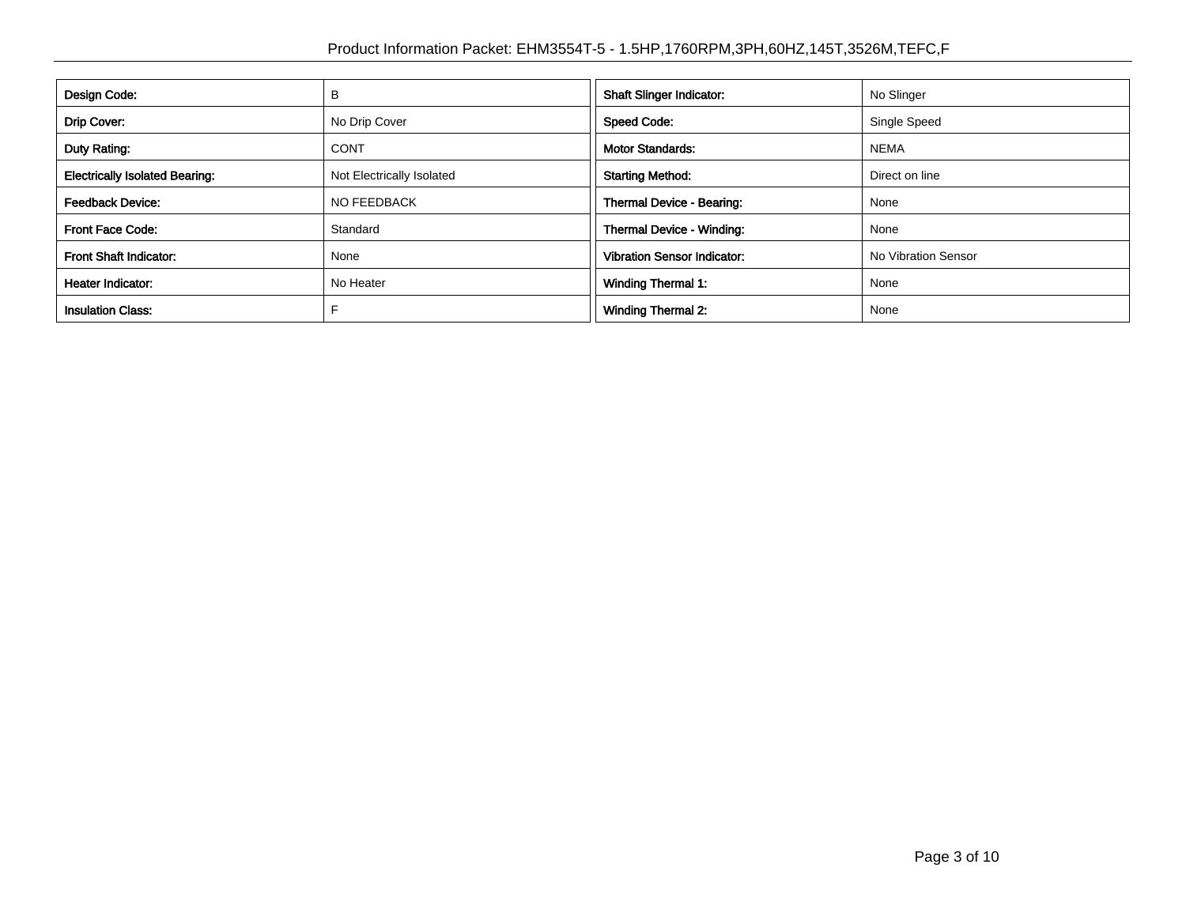| Design Code: | B | Shaft Slinger Indicator: | No Slinger |
|---|---|---|---|
| Drip Cover: | No Drip Cover | Speed Code: | Single Speed |
| Duty Rating: | CONT | Motor Standards: | NEMA |
| Electrically Isolated Bearing: | Not Electrically Isolated | Starting Method: | Direct on line |
| Feedback Device: | NO FEEDBACK | Thermal Device - Bearing: | None |
| Front Face Code: | Standard | Thermal Device - Winding: | None |
| Front Shaft Indicator: | None | Vibration Sensor Indicator: | No Vibration Sensor |
| Heater Indicator: | No Heater | Winding Thermal 1: | None |
| Insulation Class: | F | Winding Thermal 2: | None |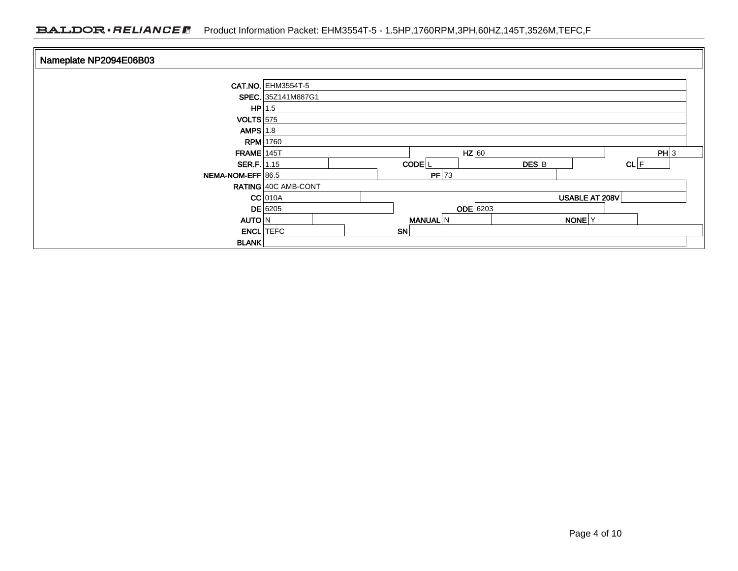## Nameplate NP2094E06B03

| Field | Value | Field | Value | Field | Value | Field | Value |
|---|---|---|---|---|---|---|---|
| CAT.NO. | EHM3554T-5 | | | | | | |
| SPEC. | 35Z141M887G1 | | | | | | |
| HP | 1.5 | | | | | | |
| VOLTS | 575 | | | | | | |
| AMPS | 1.8 | | | | | | |
| RPM | 1760 | | | | | | |
| FRAME | 145T | HZ | 60 | PH | 3 | | |
| SER.F. | 1.15 | CODE | L | DES | B | CL | F |
| NEMA-NOM-EFF | 86.5 | PF | 73 | | | | |
| RATING | 40C AMB-CONT | | | | | | |
| CC | 010A | USABLE AT 208V | | | | | |
| DE | 6205 | ODE | 6203 | | | | |
| AUTO | N | MANUAL | N | NONE | Y | | |
| ENCL | TEFC | SN | | | | | |
| BLANK | | | | | | | |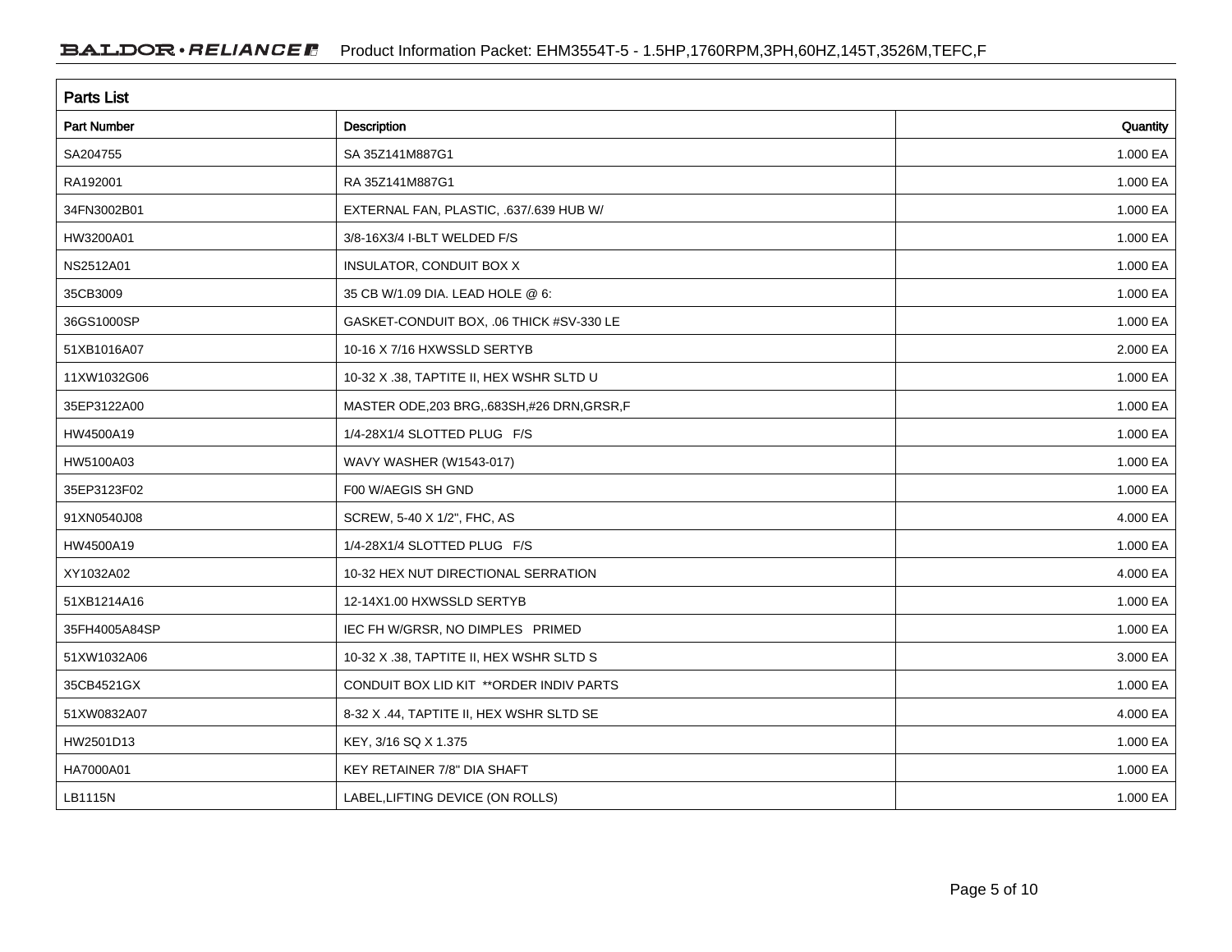## Parts List

| Part Number | Description | Quantity |
|---|---|---|
| SA204755 | SA 35Z141M887G1 | 1.000 EA |
| RA192001 | RA 35Z141M887G1 | 1.000 EA |
| 34FN3002B01 | EXTERNAL FAN, PLASTIC, .637/.639 HUB W/ | 1.000 EA |
| HW3200A01 | 3/8-16X3/4 I-BLT WELDED F/S | 1.000 EA |
| NS2512A01 | INSULATOR, CONDUIT BOX X | 1.000 EA |
| 35CB3009 | 35 CB W/1.09 DIA. LEAD HOLE @ 6: | 1.000 EA |
| 36GS1000SP | GASKET-CONDUIT BOX, .06 THICK #SV-330 LE | 1.000 EA |
| 51XB1016A07 | 10-16 X 7/16 HXWSSLD SERTYB | 2.000 EA |
| 11XW1032G06 | 10-32 X .38, TAPTITE II, HEX WSHR SLTD U | 1.000 EA |
| 35EP3122A00 | MASTER ODE,203 BRG,.683SH,#26 DRN,GRSR,F | 1.000 EA |
| HW4500A19 | 1/4-28X1/4 SLOTTED PLUG F/S | 1.000 EA |
| HW5100A03 | WAVY WASHER (W1543-017) | 1.000 EA |
| 35EP3123F02 | F00 W/AEGIS SH GND | 1.000 EA |
| 91XN0540J08 | SCREW, 5-40 X 1/2", FHC, AS | 4.000 EA |
| HW4500A19 | 1/4-28X1/4 SLOTTED PLUG F/S | 1.000 EA |
| XY1032A02 | 10-32 HEX NUT DIRECTIONAL SERRATION | 4.000 EA |
| 51XB1214A16 | 12-14X1.00 HXWSSLD SERTYB | 1.000 EA |
| 35FH4005A84SP | IEC FH W/GRSR, NO DIMPLES PRIMED | 1.000 EA |
| 51XW1032A06 | 10-32 X .38, TAPTITE II, HEX WSHR SLTD S | 3.000 EA |
| 35CB4521GX | CONDUIT BOX LID KIT **ORDER INDIV PARTS | 1.000 EA |
| 51XW0832A07 | 8-32 X .44, TAPTITE II, HEX WSHR SLTD SE | 4.000 EA |
| HW2501D13 | KEY, 3/16 SQ X 1.375 | 1.000 EA |
| HA7000A01 | KEY RETAINER 7/8" DIA SHAFT | 1.000 EA |
| LB1115N | LABEL,LIFTING DEVICE (ON ROLLS) | 1.000 EA |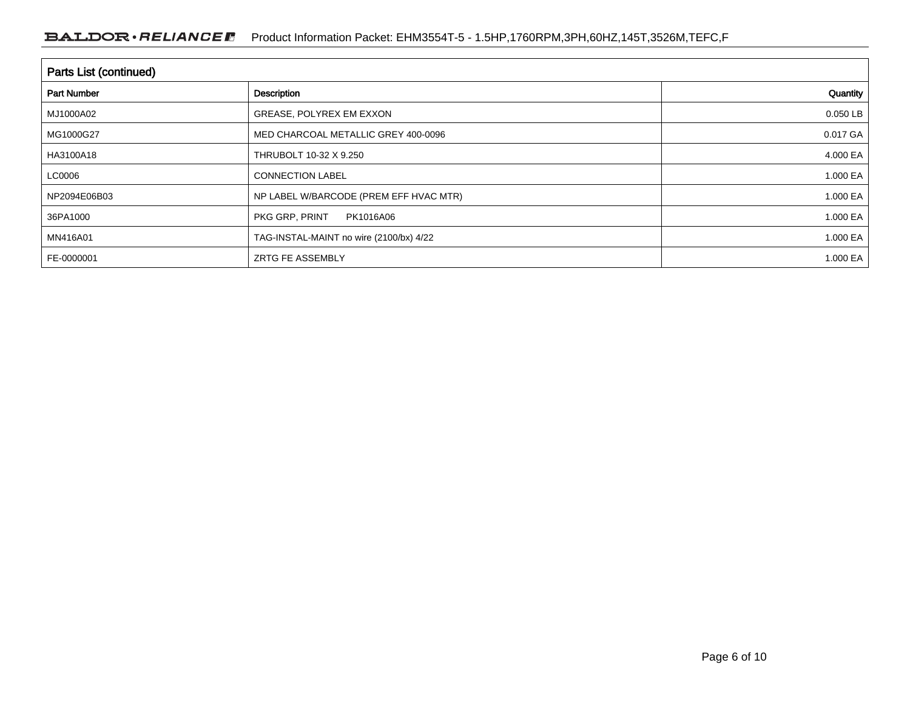## Parts List (continued)

| Part Number | Description | Quantity |
|---|---|---|
| MJ1000A02 | GREASE, POLYREX EM EXXON | 0.050 LB |
| MG1000G27 | MED CHARCOAL METALLIC GREY 400-0096 | 0.017 GA |
| HA3100A18 | THRUBOLT 10-32 X 9.250 | 4.000 EA |
| LC0006 | CONNECTION LABEL | 1.000 EA |
| NP2094E06B03 | NP LABEL W/BARCODE (PREM EFF HVAC MTR) | 1.000 EA |
| 36PA1000 | PKG GRP, PRINT PK1016A06 | 1.000 EA |
| MN416A01 | TAG-INSTAL-MAINT no wire (2100/bx) 4/22 | 1.000 EA |
| FE-0000001 | ZRTG FE ASSEMBLY | 1.000 EA |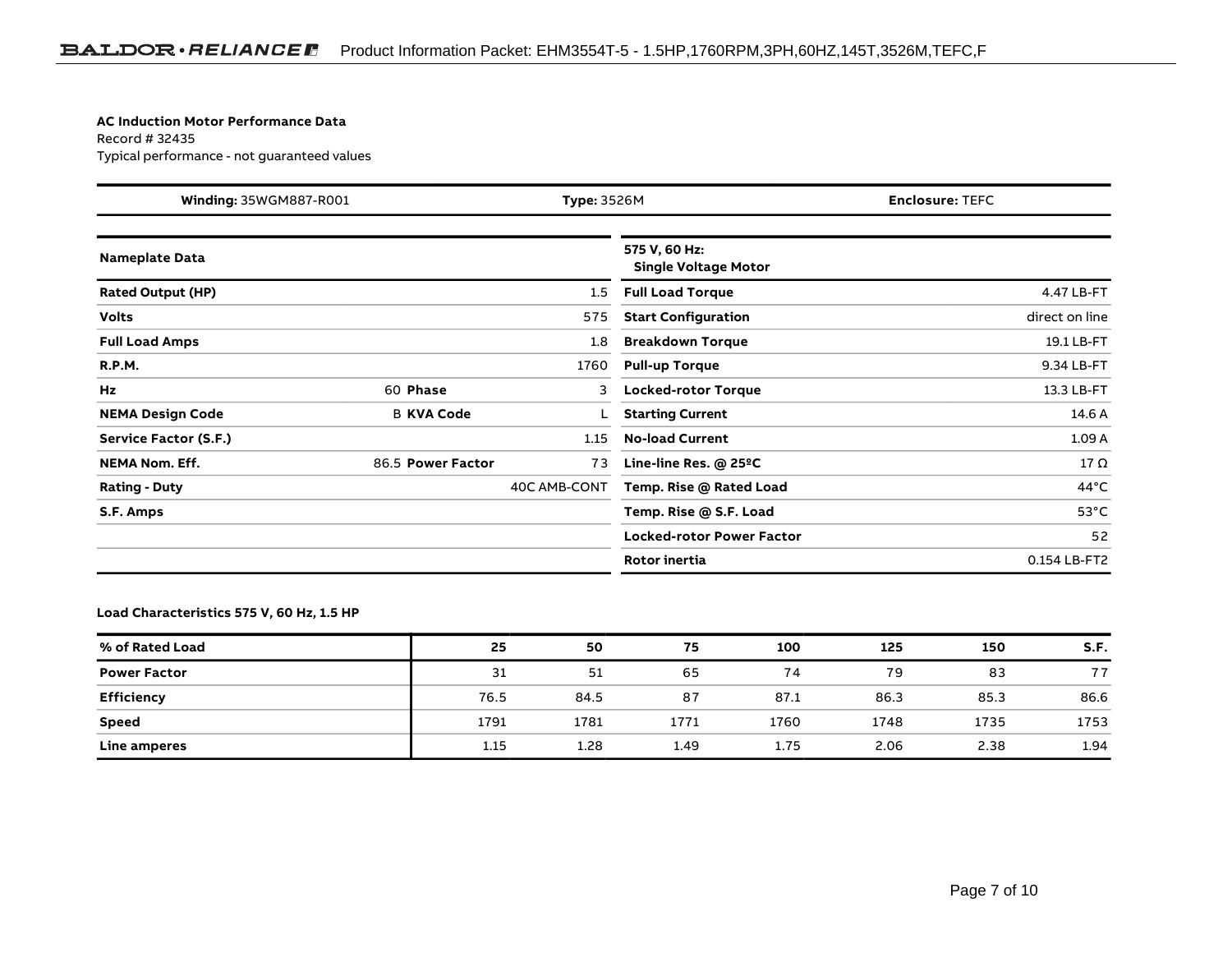**AC Induction Motor Performance Data**
Record # 32435
Typical performance - not guaranteed values

| **Winding:** 35WGM887-R001 | **Type:** 3526M | **Enclosure:** TEFC |
|---|---|---|

| **Nameplate Data** | | | | **575 V, 60 Hz: Single Voltage Motor** | |
|---|---|---|---|---|---|
| **Rated Output (HP)** | | | 1.5 | **Full Load Torque** | 4.47 LB-FT |
| **Volts** | | | 575 | **Start Configuration** | direct on line |
| **Full Load Amps** | | | 1.8 | **Breakdown Torque** | 19.1 LB-FT |
| **R.P.M.** | | | 1760 | **Pull-up Torque** | 9.34 LB-FT |
| **Hz** | 60 | **Phase** | 3 | **Locked-rotor Torque** | 13.3 LB-FT |
| **NEMA Design Code** | B | **KVA Code** | L | **Starting Current** | 14.6 A |
| **Service Factor (S.F.)** | | | 1.15 | **No-load Current** | 1.09 A |
| **NEMA Nom. Eff.** | 86.5 | **Power Factor** | 73 | **Line-line Res. @ 25ºC** | 17 Ω |
| **Rating - Duty** | | | 40C AMB-CONT | **Temp. Rise @ Rated Load** | 44°C |
| **S.F. Amps** | | | | **Temp. Rise @ S.F. Load** | 53°C |
| | | | | **Locked-rotor Power Factor** | 52 |
| | | | | **Rotor inertia** | 0.154 LB-FT2 |

**Load Characteristics 575 V, 60 Hz, 1.5 HP**

| **% of Rated Load** | **25** | **50** | **75** | **100** | **125** | **150** | **S.F.** |
|---|---|---|---|---|---|---|---|
| **Power Factor** | 31 | 51 | 65 | 74 | 79 | 83 | 77 |
| **Efficiency** | 76.5 | 84.5 | 87 | 87.1 | 86.3 | 85.3 | 86.6 |
| **Speed** | 1791 | 1781 | 1771 | 1760 | 1748 | 1735 | 1753 |
| **Line amperes** | 1.15 | 1.28 | 1.49 | 1.75 | 2.06 | 2.38 | 1.94 |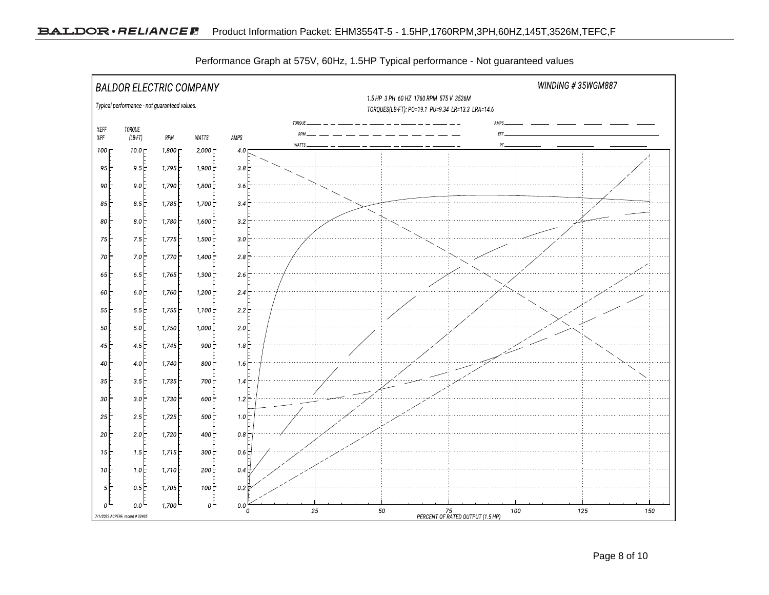Performance Graph at 575V, 60Hz, 1.5HP Typical performance - Not guaranteed values

BALDOR ELECTRIC COMPANY

WINDING # 35WGM887

Typical performance - not guaranteed values.

1.5 HP 3 PH 60 HZ 1760 RPM 575 V 3526M

TORQUES(LB-FT): PO=19.1 PU=9.34 LR=13.3 LRA=14.6

Legend: TORQUE, RPM, WATTS, AMPS, EFF, PF

| %EFF / %PF | TORQUE (LB-FT) | RPM | WATTS | AMPS |
|---|---|---|---|---|
| 100 | 10.0 | 1,800 | 2,000 | 4.0 |
| 95 | 9.5 | 1,795 | 1,900 | 3.8 |
| 90 | 9.0 | 1,790 | 1,800 | 3.6 |
| 85 | 8.5 | 1,785 | 1,700 | 3.4 |
| 80 | 8.0 | 1,780 | 1,600 | 3.2 |
| 75 | 7.5 | 1,775 | 1,500 | 3.0 |
| 70 | 7.0 | 1,770 | 1,400 | 2.8 |
| 65 | 6.5 | 1,765 | 1,300 | 2.6 |
| 60 | 6.0 | 1,760 | 1,200 | 2.4 |
| 55 | 5.5 | 1,755 | 1,100 | 2.2 |
| 50 | 5.0 | 1,750 | 1,000 | 2.0 |
| 45 | 4.5 | 1,745 | 900 | 1.8 |
| 40 | 4.0 | 1,740 | 800 | 1.6 |
| 35 | 3.5 | 1,735 | 700 | 1.4 |
| 30 | 3.0 | 1,730 | 600 | 1.2 |
| 25 | 2.5 | 1,725 | 500 | 1.0 |
| 20 | 2.0 | 1,720 | 400 | 0.8 |
| 15 | 1.5 | 1,715 | 300 | 0.6 |
| 10 | 1.0 | 1,710 | 200 | 0.4 |
| 5 | 0.5 | 1,705 | 100 | 0.2 |
| 0 | 0.0 | 1,700 | 0 | 0.0 |

PERCENT OF RATED OUTPUT (1.5 HP): 0, 25, 50, 75, 100, 125, 150

7/1/2022 ACPERF, record # 32435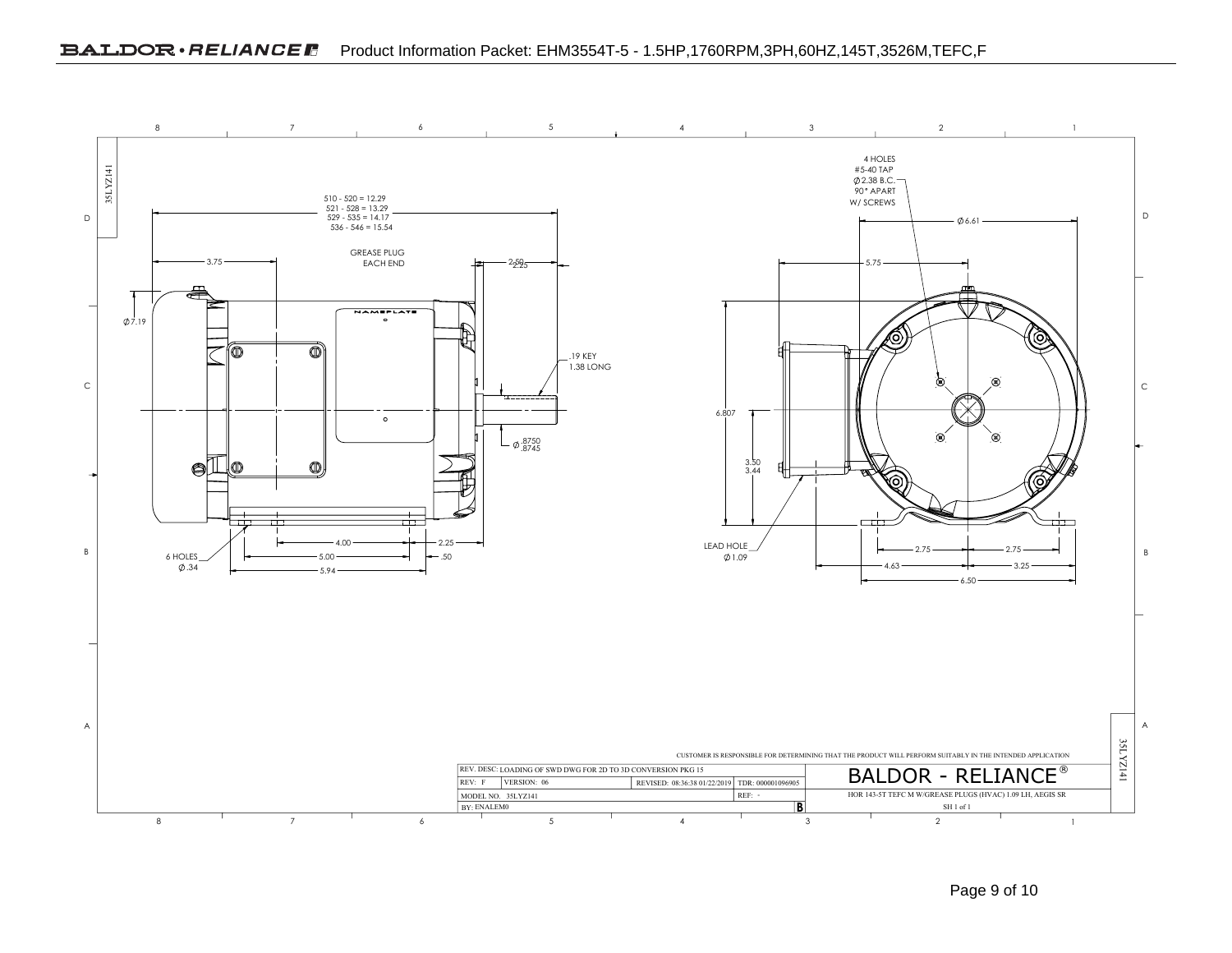Product Information Packet: EHM3554T-5 - 1.5HP,1760RPM,3PH,60HZ,145T,3526M,TEFC,F

35LYZ141

510 - 520 = 12.29
521 - 528 = 13.29
529 - 535 = 14.17
536 - 546 = 15.54

3.75

GREASE PLUG EACH END

2.50
2.25

Ø7.19

NAMEPLATE

.19 KEY
1.38 LONG

Ø .8750
.8745

4.00

2.25

6 HOLES
Ø.34

5.00

.50

5.94

4 HOLES
#5-40 TAP
Ø2.38 B.C.
90° APART
W/ SCREWS

Ø6.61

5.75

6.807

3.50
3.44

LEAD HOLE
Ø1.09

2.75

2.75

4.63

3.25

6.50

CUSTOMER IS RESPONSIBLE FOR DETERMINING THAT THE PRODUCT WILL PERFORM SUITABLY IN THE INTENDED APPLICATION

| REV. DESC: LOADING OF SWD DWG FOR 2D TO 3D CONVERSION PKG 15 | | | | BALDOR - RELIANCE® |
|---|---|---|---|---|
| REV: F | VERSION: 06 | REVISED: 08:36:38 01/22/2019 | TDR: 000001096905 | |
| MODEL NO. 35LYZ141 | | | REF: - | HOR 143-5T TEFC M W/GREASE PLUGS (HVAC) 1.09 LH, AEGIS SR |
| BY: ENALEM0 | | | B | SH 1 of 1 |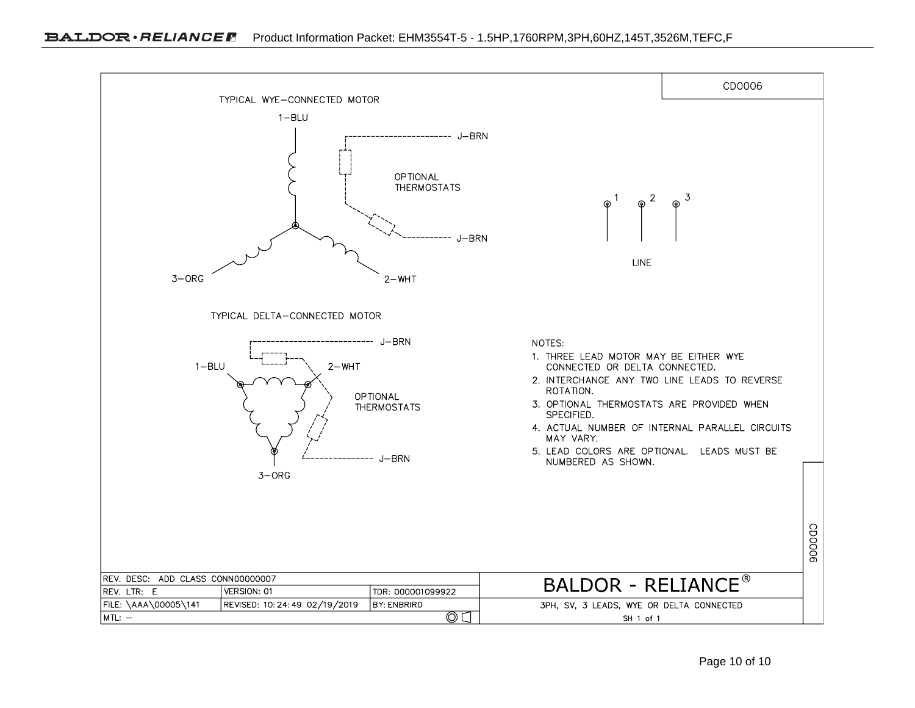CD0006

TYPICAL WYE–CONNECTED MOTOR

1–BLU

J–BRN

OPTIONAL
THERMOSTATS

J–BRN

3–ORG

2–WHT

1 2 3

LINE

TYPICAL DELTA–CONNECTED MOTOR

J–BRN

1–BLU

2–WHT

OPTIONAL
THERMOSTATS

J–BRN

3–ORG

NOTES:

1. THREE LEAD MOTOR MAY BE EITHER WYE CONNECTED OR DELTA CONNECTED.
2. INTERCHANGE ANY TWO LINE LEADS TO REVERSE ROTATION.
3. OPTIONAL THERMOSTATS ARE PROVIDED WHEN SPECIFIED.
4. ACTUAL NUMBER OF INTERNAL PARALLEL CIRCUITS MAY VARY.
5. LEAD COLORS ARE OPTIONAL. LEADS MUST BE NUMBERED AS SHOWN.

CD0006

| | | | |
|---|---|---|---|
| REV. DESC: ADD CLASS CONN00000007 | | | BALDOR - RELIANCE® |
| REV. LTR: E | VERSION: 01 | TDR: 000001099922 | |
| FILE: \AAA\00005\141 | REVISED: 10:24:49 02/19/2019 | BY: ENBRIRO | 3PH, SV, 3 LEADS, WYE OR DELTA CONNECTED |
| MTL: – | | | SH 1 of 1 |